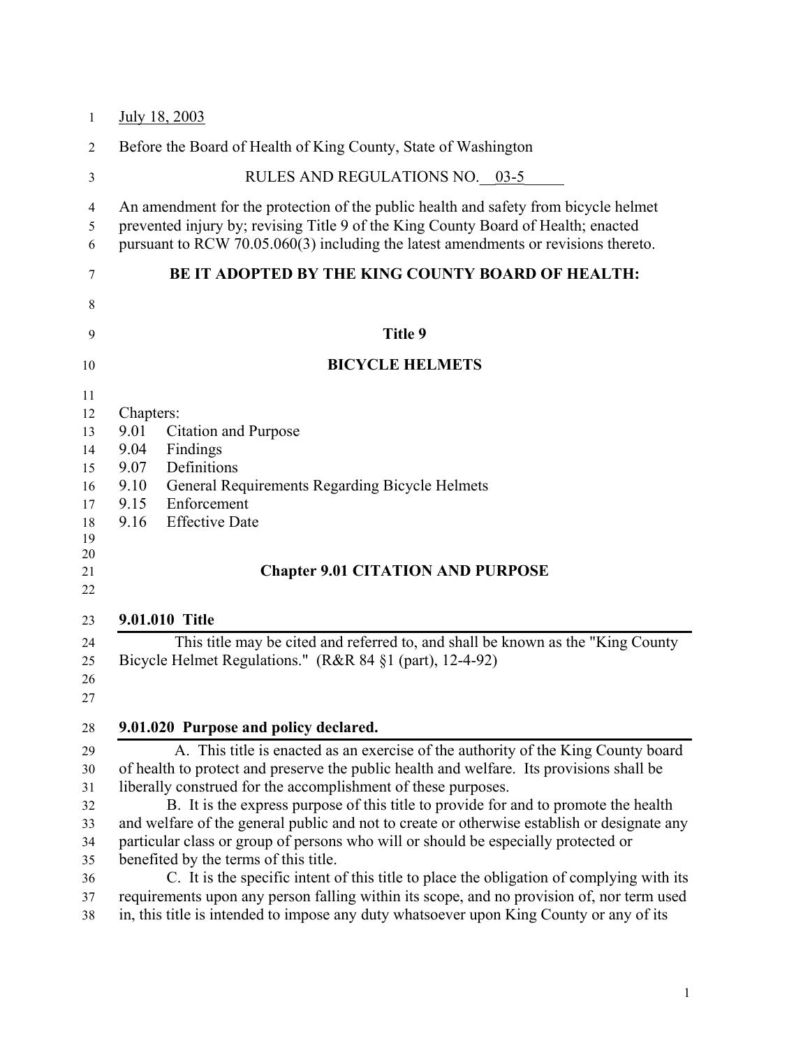July 18, 2003

Before the Board of Health of King County, State of Washington

RULES AND REGULATIONS NO. 03-5

An amendment for the protection of the public health and safety from bicycle helmet prevented injury by; revising Title 9 of the King County Board of Health; enacted pursuant to RCW 70.05.060(3) including the latest amendments or revisions thereto.

**BE IT ADOPTED BY THE KING COUNTY BOARD OF HEALTH:**

# Title 9

# BICYCLE HELMETS

Chapters:
9.01 Citation and Purpose
9.04 Findings
9.07 Definitions
9.10 General Requirements Regarding Bicycle Helmets
9.15 Enforcement
9.16 Effective Date

## Chapter 9.01 CITATION AND PURPOSE

### 9.01.010 Title

This title may be cited and referred to, and shall be known as the "King County Bicycle Helmet Regulations." (R&R 84 §1 (part), 12-4-92)

### 9.01.020 Purpose and policy declared.

A. This title is enacted as an exercise of the authority of the King County board of health to protect and preserve the public health and welfare. Its provisions shall be liberally construed for the accomplishment of these purposes.

B. It is the express purpose of this title to provide for and to promote the health and welfare of the general public and not to create or otherwise establish or designate any particular class or group of persons who will or should be especially protected or benefited by the terms of this title.

C. It is the specific intent of this title to place the obligation of complying with its requirements upon any person falling within its scope, and no provision of, nor term used in, this title is intended to impose any duty whatsoever upon King County or any of its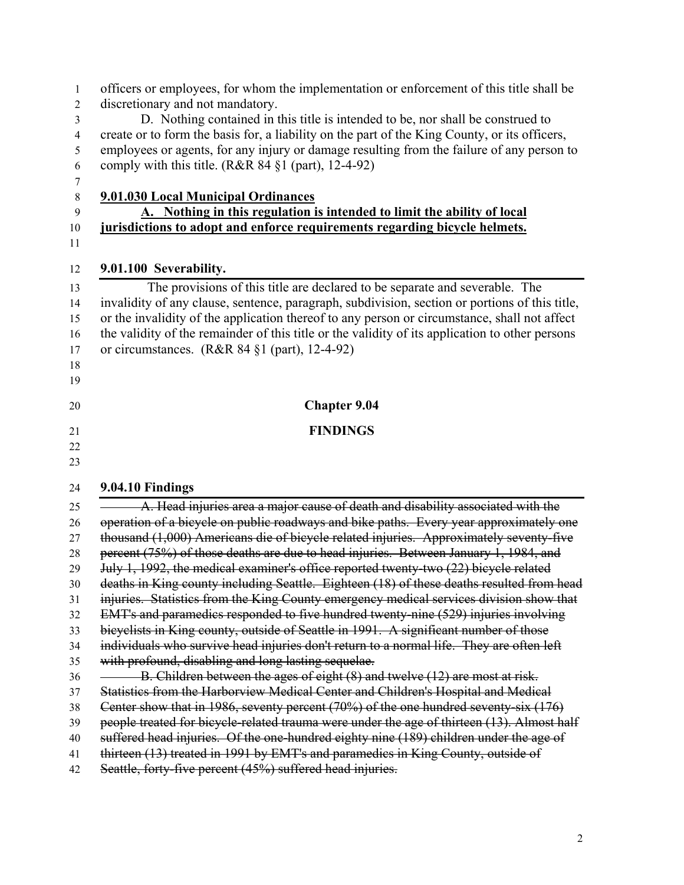officers or employees, for whom the implementation or enforcement of this title shall be discretionary and not mandatory.

D. Nothing contained in this title is intended to be, nor shall be construed to create or to form the basis for, a liability on the part of the King County, or its officers, employees or agents, for any injury or damage resulting from the failure of any person to comply with this title. (R&R 84 §1 (part), 12-4-92)

<u>**9.01.030 Local Municipal Ordinances**</u>

<u>**A. Nothing in this regulation is intended to limit the ability of local jurisdictions to adopt and enforce requirements regarding bicycle helmets.**</u>

**9.01.100 Severability.**

The provisions of this title are declared to be separate and severable. The invalidity of any clause, sentence, paragraph, subdivision, section or portions of this title, or the invalidity of the application thereof to any person or circumstance, shall not affect the validity of the remainder of this title or the validity of its application to other persons or circumstances. (R&R 84 §1 (part), 12-4-92)

## Chapter 9.04

## FINDINGS

**9.04.10 Findings**

~~A. Head injuries area a major cause of death and disability associated with the operation of a bicycle on public roadways and bike paths. Every year approximately one thousand (1,000) Americans die of bicycle related injuries. Approximately seventy-five percent (75%) of those deaths are due to head injuries. Between January 1, 1984, and July 1, 1992, the medical examiner's office reported twenty-two (22) bicycle related deaths in King county including Seattle. Eighteen (18) of these deaths resulted from head injuries. Statistics from the King County emergency medical services division show that EMT's and paramedics responded to five hundred twenty-nine (529) injuries involving bicyclists in King county, outside of Seattle in 1991. A significant number of those individuals who survive head injuries don't return to a normal life. They are often left with profound, disabling and long lasting sequelae.~~

~~B. Children between the ages of eight (8) and twelve (12) are most at risk. Statistics from the Harborview Medical Center and Children's Hospital and Medical Center show that in 1986, seventy percent (70%) of the one hundred seventy-six (176) people treated for bicycle-related trauma were under the age of thirteen (13). Almost half suffered head injuries. Of the one-hundred eighty nine (189) children under the age of thirteen (13) treated in 1991 by EMT's and paramedics in King County, outside of Seattle, forty-five percent (45%) suffered head injuries.~~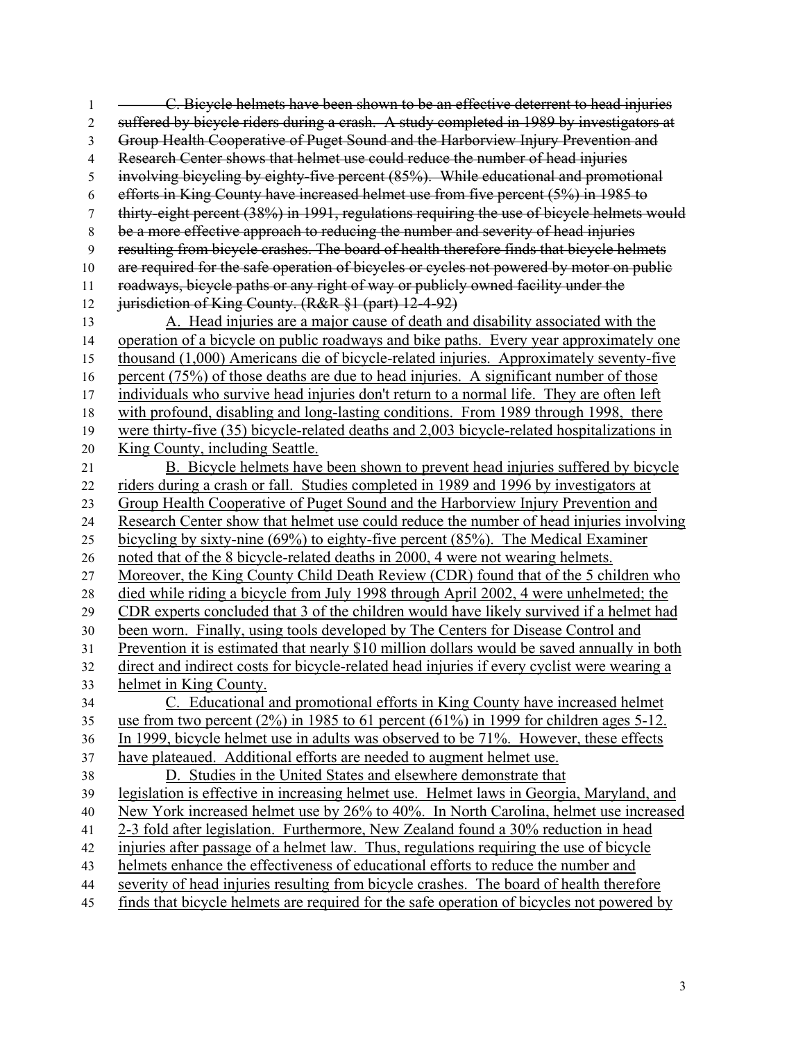~~C. Bicycle helmets have been shown to be an effective deterrent to head injuries suffered by bicycle riders during a crash. A study completed in 1989 by investigators at Group Health Cooperative of Puget Sound and the Harborview Injury Prevention and Research Center shows that helmet use could reduce the number of head injuries involving bicycling by eighty-five percent (85%). While educational and promotional efforts in King County have increased helmet use from five percent (5%) in 1985 to thirty-eight percent (38%) in 1991, regulations requiring the use of bicycle helmets would be a more effective approach to reducing the number and severity of head injuries resulting from bicycle crashes. The board of health therefore finds that bicycle helmets are required for the safe operation of bicycles or cycles not powered by motor on public roadways, bicycle paths or any right of way or publicly owned facility under the jurisdiction of King County. (R&R §1 (part) 12-4-92)~~

<u>A. Head injuries are a major cause of death and disability associated with the operation of a bicycle on public roadways and bike paths. Every year approximately one thousand (1,000) Americans die of bicycle-related injuries. Approximately seventy-five percent (75%) of those deaths are due to head injuries. A significant number of those individuals who survive head injuries don't return to a normal life. They are often left with profound, disabling and long-lasting conditions. From 1989 through 1998, there were thirty-five (35) bicycle-related deaths and 2,003 bicycle-related hospitalizations in King County, including Seattle.</u>

<u>B. Bicycle helmets have been shown to prevent head injuries suffered by bicycle riders during a crash or fall. Studies completed in 1989 and 1996 by investigators at Group Health Cooperative of Puget Sound and the Harborview Injury Prevention and Research Center show that helmet use could reduce the number of head injuries involving bicycling by sixty-nine (69%) to eighty-five percent (85%). The Medical Examiner noted that of the 8 bicycle-related deaths in 2000, 4 were not wearing helmets. Moreover, the King County Child Death Review (CDR) found that of the 5 children who died while riding a bicycle from July 1998 through April 2002, 4 were unhelmeted; the CDR experts concluded that 3 of the children would have likely survived if a helmet had been worn. Finally, using tools developed by The Centers for Disease Control and Prevention it is estimated that nearly $10 million dollars would be saved annually in both direct and indirect costs for bicycle-related head injuries if every cyclist were wearing a helmet in King County.</u>

<u>C. Educational and promotional efforts in King County have increased helmet use from two percent (2%) in 1985 to 61 percent (61%) in 1999 for children ages 5-12. In 1999, bicycle helmet use in adults was observed to be 71%. However, these effects have plateaued. Additional efforts are needed to augment helmet use.</u>

<u>D. Studies in the United States and elsewhere demonstrate that legislation is effective in increasing helmet use. Helmet laws in Georgia, Maryland, and New York increased helmet use by 26% to 40%. In North Carolina, helmet use increased 2-3 fold after legislation. Furthermore, New Zealand found a 30% reduction in head injuries after passage of a helmet law. Thus, regulations requiring the use of bicycle helmets enhance the effectiveness of educational efforts to reduce the number and severity of head injuries resulting from bicycle crashes. The board of health therefore finds that bicycle helmets are required for the safe operation of bicycles not powered by</u>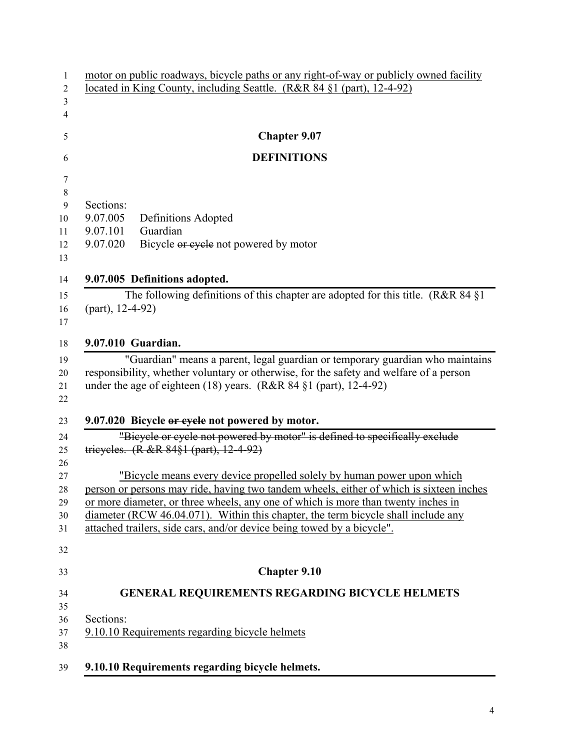<u>motor on public roadways, bicycle paths or any right-of-way or publicly owned facility located in King County, including Seattle. (R&R 84 §1 (part), 12-4-92)</u>

## Chapter 9.07

## DEFINITIONS

Sections:
9.07.005 Definitions Adopted
9.07.101 Guardian
9.07.020 Bicycle ~~or cycle~~ not powered by motor

**9.07.005 Definitions adopted.**

The following definitions of this chapter are adopted for this title. (R&R 84 §1 (part), 12-4-92)

**9.07.010 Guardian.**

"Guardian" means a parent, legal guardian or temporary guardian who maintains responsibility, whether voluntary or otherwise, for the safety and welfare of a person under the age of eighteen (18) years. (R&R 84 §1 (part), 12-4-92)

**9.07.020 Bicycle ~~or cycle~~ not powered by motor.**

~~"Bicycle or cycle not powered by motor" is defined to specifically exclude tricycles. (R &R 84§1 (part), 12-4-92)~~

<u>"Bicycle means every device propelled solely by human power upon which person or persons may ride, having two tandem wheels, either of which is sixteen inches or more diameter, or three wheels, any one of which is more than twenty inches in diameter (RCW 46.04.071). Within this chapter, the term bicycle shall include any attached trailers, side cars, and/or device being towed by a bicycle".</u>

## Chapter 9.10

## GENERAL REQUIREMENTS REGARDING BICYCLE HELMETS

Sections:
<u>9.10.10 Requirements regarding bicycle helmets</u>

**9.10.10 Requirements regarding bicycle helmets.**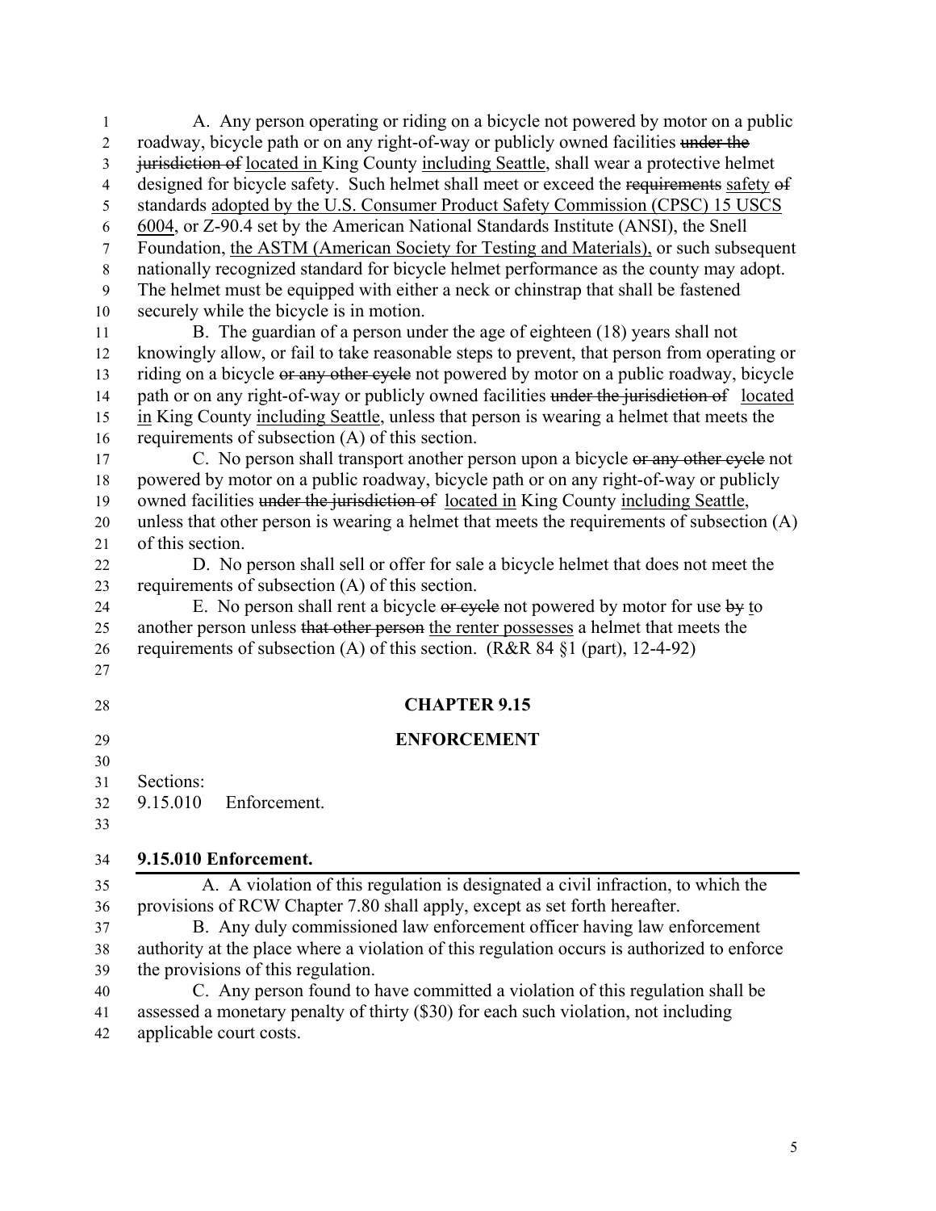A. Any person operating or riding on a bicycle not powered by motor on a public roadway, bicycle path or on any right-of-way or publicly owned facilities ~~under the jurisdiction of~~ <u>located in</u> King County <u>including Seattle</u>, shall wear a protective helmet designed for bicycle safety. Such helmet shall meet or exceed the ~~requirements~~ <u>safety</u> ~~of~~ standards <u>adopted by the U.S. Consumer Product Safety Commission (CPSC) 15 USCS 6004</u>, or Z-90.4 set by the American National Standards Institute (ANSI), the Snell Foundation, <u>the ASTM (American Society for Testing and Materials),</u> or such subsequent nationally recognized standard for bicycle helmet performance as the county may adopt. The helmet must be equipped with either a neck or chinstrap that shall be fastened securely while the bicycle is in motion.

B. The guardian of a person under the age of eighteen (18) years shall not knowingly allow, or fail to take reasonable steps to prevent, that person from operating or riding on a bicycle ~~or any other cycle~~ not powered by motor on a public roadway, bicycle path or on any right-of-way or publicly owned facilities ~~under the jurisdiction of~~ <u>located in</u> King County <u>including Seattle</u>, unless that person is wearing a helmet that meets the requirements of subsection (A) of this section.

C. No person shall transport another person upon a bicycle ~~or any other cycle~~ not powered by motor on a public roadway, bicycle path or on any right-of-way or publicly owned facilities ~~under the jurisdiction of~~ <u>located in</u> King County <u>including Seattle</u>, unless that other person is wearing a helmet that meets the requirements of subsection (A) of this section.

D. No person shall sell or offer for sale a bicycle helmet that does not meet the requirements of subsection (A) of this section.

E. No person shall rent a bicycle ~~or cycle~~ not powered by motor for use ~~by~~ <u>to</u> another person unless ~~that other person~~ <u>the renter possesses</u> a helmet that meets the requirements of subsection (A) of this section. (R&R 84 §1 (part), 12-4-92)

## CHAPTER 9.15

## ENFORCEMENT

Sections:

9.15.010 Enforcement.

### 9.15.010 Enforcement.

A. A violation of this regulation is designated a civil infraction, to which the provisions of RCW Chapter 7.80 shall apply, except as set forth hereafter.

B. Any duly commissioned law enforcement officer having law enforcement authority at the place where a violation of this regulation occurs is authorized to enforce the provisions of this regulation.

C. Any person found to have committed a violation of this regulation shall be assessed a monetary penalty of thirty ($30) for each such violation, not including applicable court costs.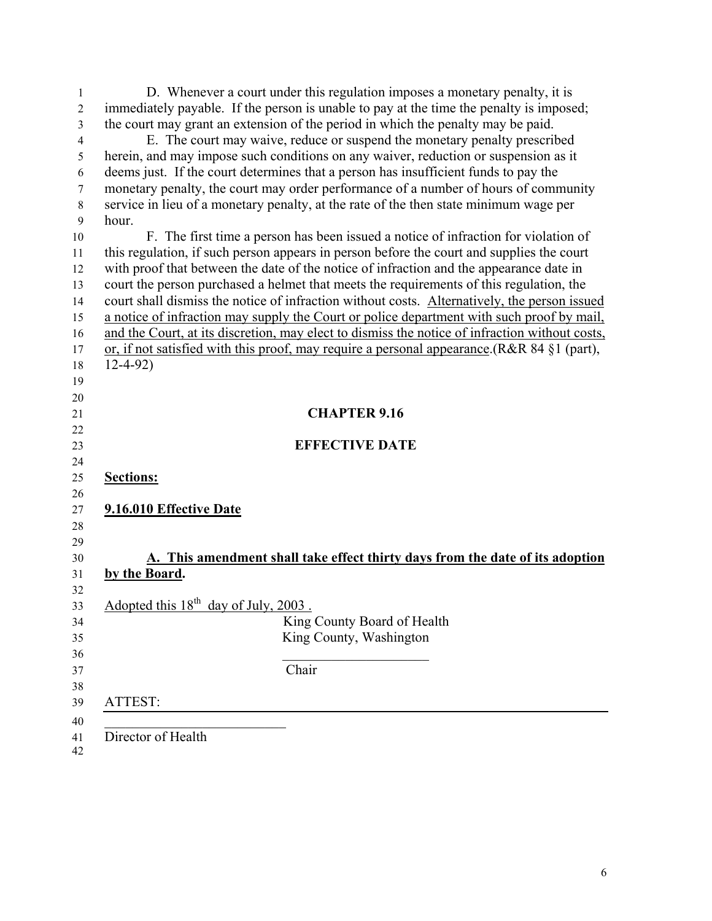D. Whenever a court under this regulation imposes a monetary penalty, it is immediately payable. If the person is unable to pay at the time the penalty is imposed; the court may grant an extension of the period in which the penalty may be paid.

E. The court may waive, reduce or suspend the monetary penalty prescribed herein, and may impose such conditions on any waiver, reduction or suspension as it deems just. If the court determines that a person has insufficient funds to pay the monetary penalty, the court may order performance of a number of hours of community service in lieu of a monetary penalty, at the rate of the then state minimum wage per hour.

F. The first time a person has been issued a notice of infraction for violation of this regulation, if such person appears in person before the court and supplies the court with proof that between the date of the notice of infraction and the appearance date in court the person purchased a helmet that meets the requirements of this regulation, the court shall dismiss the notice of infraction without costs. Alternatively, the person issued a notice of infraction may supply the Court or police department with such proof by mail, and the Court, at its discretion, may elect to dismiss the notice of infraction without costs, or, if not satisfied with this proof, may require a personal appearance.(R&R 84 §1 (part), 12-4-92)

## CHAPTER 9.16

## EFFECTIVE DATE

**Sections:**

**9.16.010 Effective Date**

**A. This amendment shall take effect thirty days from the date of its adoption by the Board.**

Adopted this 18th day of July, 2003 .

King County Board of Health
King County, Washington

\_\_\_\_\_\_\_\_\_\_\_\_\_\_\_\_\_\_\_\_
Chair

ATTEST:

\_\_\_\_\_\_\_\_\_\_\_\_\_\_\_\_\_\_\_\_
Director of Health